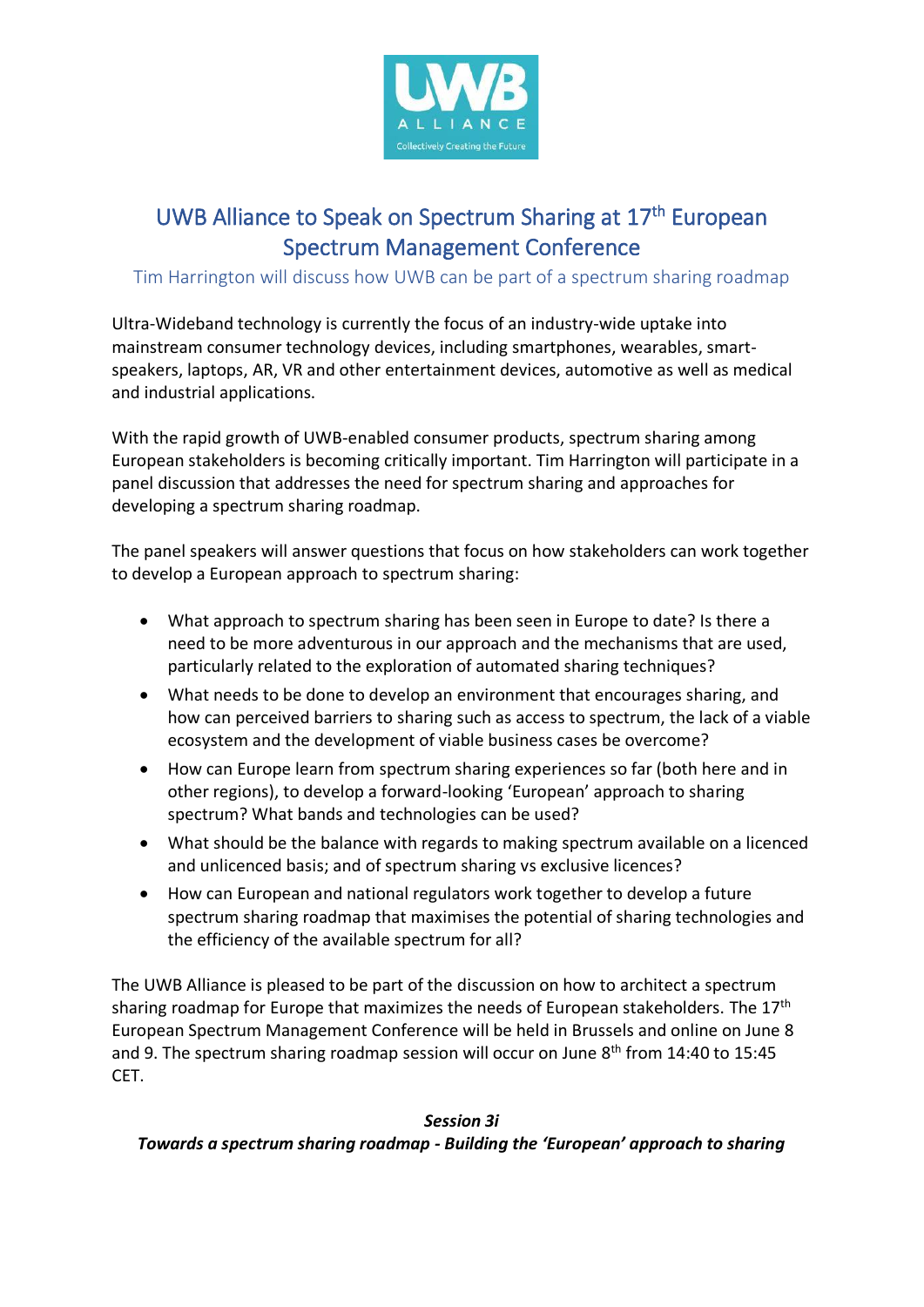# UWB Alliance to Speak on Spectrum Sharing at 17th European Spectrum Management Conference

Tim Harrington will discuss how UWB can be part of a spectrum sharing roadmap

Ultra-Wideband technology is currently the focus of an industry-wide uptake into mainstream consumer technology devices, including smartphones, wearables, smart-speakers, laptops, AR, VR and other entertainment devices, automotive as well as medical and industrial applications.

With the rapid growth of UWB-enabled consumer products, spectrum sharing among European stakeholders is becoming critically important. Tim Harrington will participate in a panel discussion that addresses the need for spectrum sharing and approaches for developing a spectrum sharing roadmap.

The panel speakers will answer questions that focus on how stakeholders can work together to develop a European approach to spectrum sharing:

- What approach to spectrum sharing has been seen in Europe to date? Is there a need to be more adventurous in our approach and the mechanisms that are used, particularly related to the exploration of automated sharing techniques?
- What needs to be done to develop an environment that encourages sharing, and how can perceived barriers to sharing such as access to spectrum, the lack of a viable ecosystem and the development of viable business cases be overcome?
- How can Europe learn from spectrum sharing experiences so far (both here and in other regions), to develop a forward-looking 'European' approach to sharing spectrum? What bands and technologies can be used?
- What should be the balance with regards to making spectrum available on a licenced and unlicenced basis; and of spectrum sharing vs exclusive licences?
- How can European and national regulators work together to develop a future spectrum sharing roadmap that maximises the potential of sharing technologies and the efficiency of the available spectrum for all?

The UWB Alliance is pleased to be part of the discussion on how to architect a spectrum sharing roadmap for Europe that maximizes the needs of European stakeholders. The 17th European Spectrum Management Conference will be held in Brussels and online on June 8 and 9. The spectrum sharing roadmap session will occur on June 8th from 14:40 to 15:45 CET.

***Session 3i***

***Towards a spectrum sharing roadmap - Building the 'European' approach to sharing***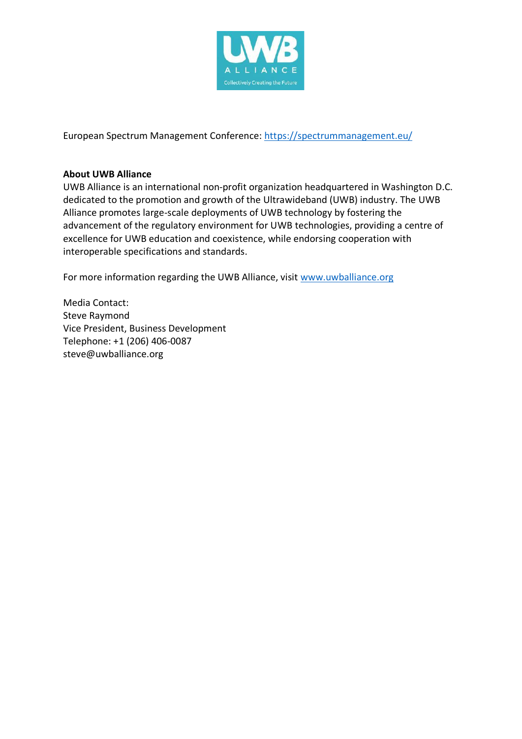European Spectrum Management Conference: https://spectrummanagement.eu/

**About UWB Alliance**
UWB Alliance is an international non-profit organization headquartered in Washington D.C. dedicated to the promotion and growth of the Ultrawideband (UWB) industry. The UWB Alliance promotes large-scale deployments of UWB technology by fostering the advancement of the regulatory environment for UWB technologies, providing a centre of excellence for UWB education and coexistence, while endorsing cooperation with interoperable specifications and standards.

For more information regarding the UWB Alliance, visit www.uwballiance.org

Media Contact:
Steve Raymond
Vice President, Business Development
Telephone: +1 (206) 406-0087
steve@uwballiance.org